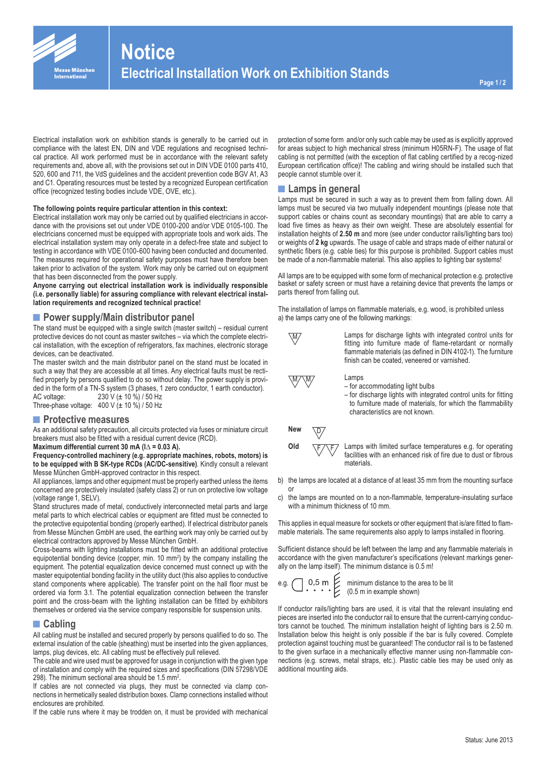# Notice

## Electrical Installation Work on Exhibition Stands

Electrical installation work on exhibition stands is generally to be carried out in compliance with the latest EN, DIN and VDE regulations and recognised technical practice. All work performed must be in accordance with the relevant safety requirements and, above all, with the provisions set out in DIN VDE 0100 parts 410, 520, 600 and 711, the VdS guidelines and the accident prevention code BGV A1, A3 and C1. Operating resources must be tested by a recognized European certification office (recognized testing bodies include VDE, OVE, etc.).

**The following points require particular attention in this context:**

Electrical installation work may only be carried out by qualified electricians in accordance with the provisions set out under VDE 0100-200 and/or VDE 0105-100. The electricians concerned must be equipped with appropriate tools and work aids. The electrical installation system may only operate in a defect-free state and subject to testing in accordance with VDE 0100-600 having been conducted and documented. The measures required for operational safety purposes must have therefore been taken prior to activation of the system. Work may only be carried out on equipment that has been disconnected from the power supply.

**Anyone carrying out electrical installation work is individually responsible (i.e. personally liable) for assuring compliance with relevant electrical installation requirements and recognized technical practice!**

### Power supply/Main distributor panel

The stand must be equipped with a single switch (master switch) – residual current protective devices do not count as master switches – via which the complete electrical installation, with the exception of refrigerators, fax machines, electronic storage devices, can be deactivated.

The master switch and the main distributor panel on the stand must be located in such a way that they are accessible at all times. Any electrical faults must be rectified properly by persons qualified to do so without delay. The power supply is provided in the form of a TN-S system (3 phases, 1 zero conductor, 1 earth conductor).

AC voltage: 230 V (± 10 %) / 50 Hz
Three-phase voltage: 400 V (± 10 %) / 50 Hz

### Protective measures

As an additional safety precaution, all circuits protected via fuses or miniature circuit breakers must also be fitted with a residual current device (RCD).

**Maximum differential current 30 mA (I$\Delta$ = 0.03 A).**

**Frequency-controlled machinery (e.g. appropriate machines, robots, motors) is to be equipped with B SK-type RCDs (AC/DC-sensitive)**. Kindly consult a relevant Messe München GmbH-approved contractor in this respect.

All appliances, lamps and other equipment must be properly earthed unless the items concerned are protectively insulated (safety class 2) or run on protective low voltage (voltage range 1, SELV).

Stand structures made of metal, conductively interconnected metal parts and large metal parts to which electrical cables or equipment are fitted must be connected to the protective equipotential bonding (properly earthed). If electrical distributor panels from Messe München GmbH are used, the earthing work may only be carried out by electrical contractors approved by Messe München GmbH.

Cross-beams with lighting installations must be fitted with an additional protective equipotential bonding device (copper, min. 10 mm$^2$) by the company installing the equipment. The potential equalization device concerned must connect up with the master equipotential bonding facility in the utility duct (this also applies to conductive stand components where applicable). The transfer point on the hall floor must be ordered via form 3.1. The potential equalization connection between the transfer point and the cross-beam with the lighting installation can be fitted by exhibitors themselves or ordered via the service company responsible for suspension units.

### Cabling

All cabling must be installed and secured properly by persons qualified to do so. The external insulation of the cable (sheathing) must be inserted into the given appliances, lamps, plug devices, etc. All cabling must be effectively pull relieved.

The cable and wire used must be approved for usage in conjunction with the given type of installation and comply with the required sizes and specifications (DIN 57298/VDE 298). The minimum sectional area should be 1.5 mm$^2$.

If cables are not connected via plugs, they must be connected via clamp connections in hermetically sealed distribution boxes. Clamp connections installed without enclosures are prohibited.

If the cable runs where it may be trodden on, it must be provided with mechanical protection of some form and/or only such cable may be used as is explicitly approved for areas subject to high mechanical stress (minimum H05RN-F). The usage of flat cabling is not permitted (with the exception of flat cabling certified by a recognized European certification office)! The cabling and wiring should be installed such that people cannot stumble over it.

### Lamps in general

Lamps must be secured in such a way as to prevent them from falling down. All lamps must be secured via two mutually independent mountings (please note that support cables or chains count as secondary mountings) that are able to carry a load five times as heavy as their own weight. These are absolutely essential for installation heights of **2.50 m** and more (see under conductor rails/lighting bars too) or weights of **2 kg** upwards. The usage of cable and straps made of either natural or synthetic fibers (e.g. cable ties) for this purpose is prohibited. Support cables must be made of a non-flammable material. This also applies to lighting bar systems!

All lamps are to be equipped with some form of mechanical protection e.g. protective basket or safety screen or must have a retaining device that prevents the lamps or parts thereof from falling out.

The installation of lamps on flammable materials, e.g. wood, is prohibited unless
a) the lamps carry one of the following markings:

- **M** (triangle symbol): Lamps for discharge lights with integrated control units for fitting into furniture made of flame-retardant or normally flammable materials (as defined in DIN 4102-1). The furniture finish can be coated, veneered or varnished.
- **M M** (double triangle symbol): Lamps
  – for accommodating light bulbs
  – for discharge lights with integrated control units for fitting to furniture made of materials, for which the flammability characteristics are not known.
- **New: D** (triangle symbol) / **Old: F F** (double triangle symbol): Lamps with limited surface temperatures e.g. for operating facilities with an enhanced risk of fire due to dust or fibrous materials.

b) the lamps are located at a distance of at least 35 mm from the mounting surface or

c) the lamps are mounted on to a non-flammable, temperature-insulating surface with a minimum thickness of 10 mm.

This applies in equal measure for sockets or other equipment that is/are fitted to flammable materials. The same requirements also apply to lamps installed in flooring.

Sufficient distance should be left between the lamp and any flammable materials in accordance with the given manufacturer's specifications (relevant markings generally on the lamp itself). The minimum distance is 0.5 m!

e.g. 0,5 m — minimum distance to the area to be lit (0.5 m in example shown)

If conductor rails/lighting bars are used, it is vital that the relevant insulating end pieces are inserted into the conductor rail to ensure that the current-carrying conductors cannot be touched. The minimum installation height of lighting bars is 2.50 m. Installation below this height is only possible if the bar is fully covered. Complete protection against touching must be guaranteed! The conductor rail is to be fastened to the given surface in a mechanically effective manner using non-flammable connections (e.g. screws, metal straps, etc.). Plastic cable ties may be used only as additional mounting aids.

Status: June 2013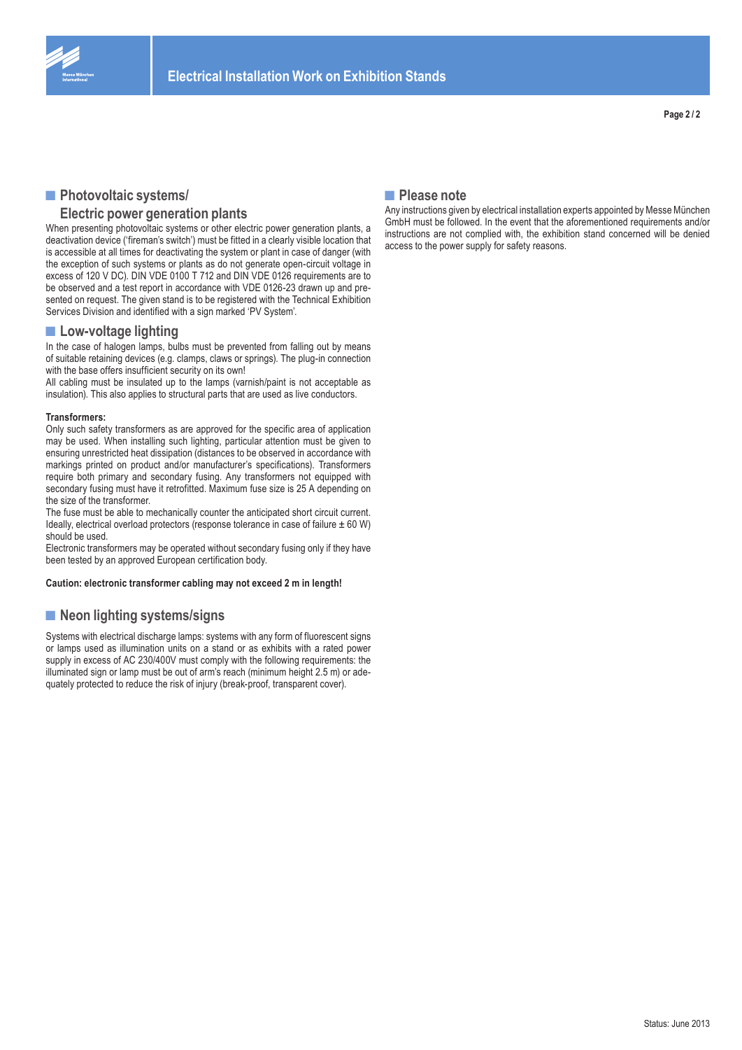## Photovoltaic systems/ Electric power generation plants

When presenting photovoltaic systems or other electric power generation plants, a deactivation device ('fireman's switch') must be fitted in a clearly visible location that is accessible at all times for deactivating the system or plant in case of danger (with the exception of such systems or plants as do not generate open-circuit voltage in excess of 120 V DC). DIN VDE 0100 T 712 and DIN VDE 0126 requirements are to be observed and a test report in accordance with VDE 0126-23 drawn up and presented on request. The given stand is to be registered with the Technical Exhibition Services Division and identified with a sign marked 'PV System'.

## Low-voltage lighting

In the case of halogen lamps, bulbs must be prevented from falling out by means of suitable retaining devices (e.g. clamps, claws or springs). The plug-in connection with the base offers insufficient security on its own!

All cabling must be insulated up to the lamps (varnish/paint is not acceptable as insulation). This also applies to structural parts that are used as live conductors.

**Transformers:**

Only such safety transformers as are approved for the specific area of application may be used. When installing such lighting, particular attention must be given to ensuring unrestricted heat dissipation (distances to be observed in accordance with markings printed on product and/or manufacturer's specifications). Transformers require both primary and secondary fusing. Any transformers not equipped with secondary fusing must have it retrofitted. Maximum fuse size is 25 A depending on the size of the transformer.

The fuse must be able to mechanically counter the anticipated short circuit current. Ideally, electrical overload protectors (response tolerance in case of failure ± 60 W) should be used.

Electronic transformers may be operated without secondary fusing only if they have been tested by an approved European certification body.

**Caution: electronic transformer cabling may not exceed 2 m in length!**

## Neon lighting systems/signs

Systems with electrical discharge lamps: systems with any form of fluorescent signs or lamps used as illumination units on a stand or as exhibits with a rated power supply in excess of AC 230/400V must comply with the following requirements: the illuminated sign or lamp must be out of arm's reach (minimum height 2.5 m) or adequately protected to reduce the risk of injury (break-proof, transparent cover).

## Please note

Any instructions given by electrical installation experts appointed by Messe München GmbH must be followed. In the event that the aforementioned requirements and/or instructions are not complied with, the exhibition stand concerned will be denied access to the power supply for safety reasons.

Status: June 2013